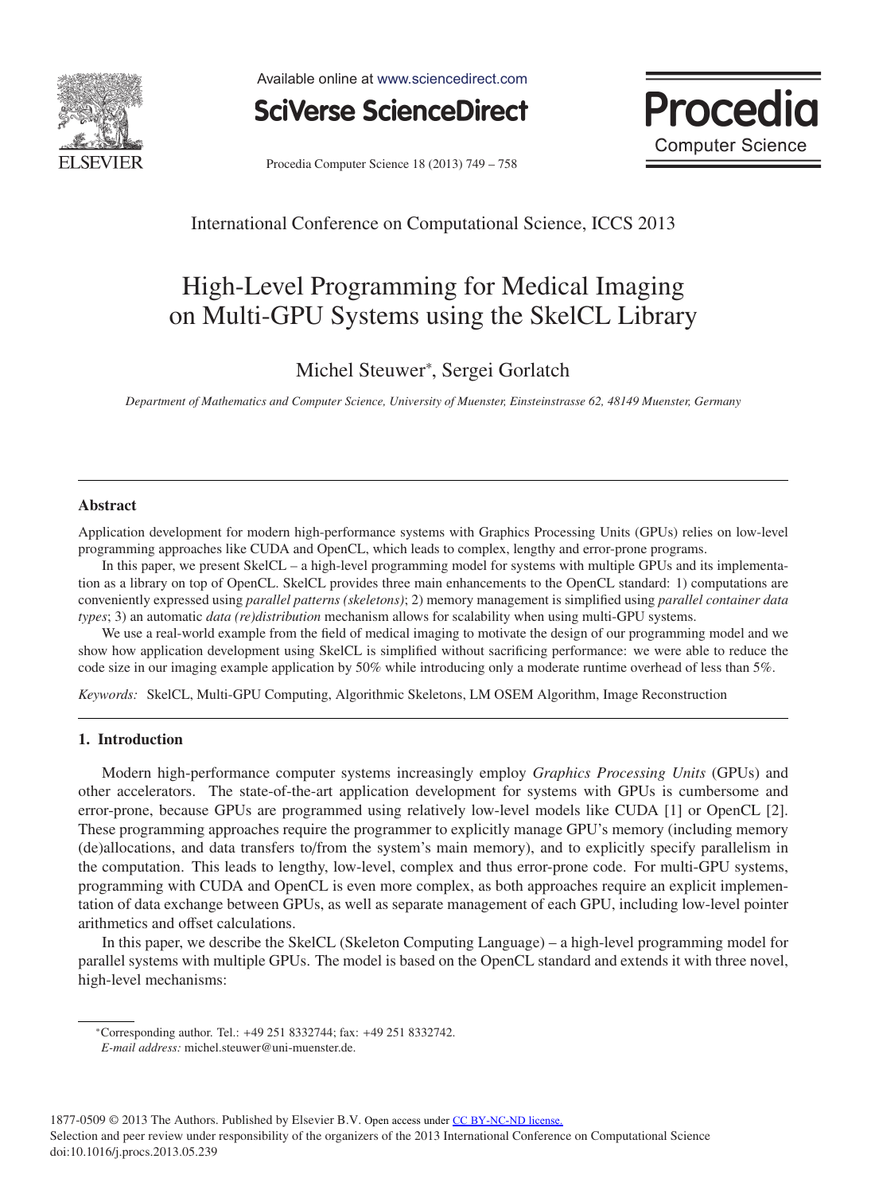# High-Level Programming for Medical Imaging on Multi-GPU Systems using the SkelCL Library

Michel Steuwer*, Sergei Gorlatch

*Department of Mathematics and Computer Science, University of Muenster, Einsteinstrasse 62, 48149 Muenster, Germany*

---

## Abstract

Application development for modern high-performance systems with Graphics Processing Units (GPUs) relies on low-level programming approaches like CUDA and OpenCL, which leads to complex, lengthy and error-prone programs.

In this paper, we present SkelCL – a high-level programming model for systems with multiple GPUs and its implementation as a library on top of OpenCL. SkelCL provides three main enhancements to the OpenCL standard: 1) computations are conveniently expressed using *parallel patterns (skeletons)*; 2) memory management is simplified using *parallel container data types*; 3) an automatic *data (re)distribution* mechanism allows for scalability when using multi-GPU systems.

We use a real-world example from the field of medical imaging to motivate the design of our programming model and we show how application development using SkelCL is simplified without sacrificing performance: we were able to reduce the code size in our imaging example application by 50% while introducing only a moderate runtime overhead of less than 5%.

*Keywords:* SkelCL, Multi-GPU Computing, Algorithmic Skeletons, LM OSEM Algorithm, Image Reconstruction

---

## 1. Introduction

Modern high-performance computer systems increasingly employ *Graphics Processing Units* (GPUs) and other accelerators. The state-of-the-art application development for systems with GPUs is cumbersome and error-prone, because GPUs are programmed using relatively low-level models like CUDA [1] or OpenCL [2]. These programming approaches require the programmer to explicitly manage GPU's memory (including memory (de)allocations, and data transfers to/from the system's main memory), and to explicitly specify parallelism in the computation. This leads to lengthy, low-level, complex and thus error-prone code. For multi-GPU systems, programming with CUDA and OpenCL is even more complex, as both approaches require an explicit implementation of data exchange between GPUs, as well as separate management of each GPU, including low-level pointer arithmetics and offset calculations.

In this paper, we describe the SkelCL (Skeleton Computing Language) – a high-level programming model for parallel systems with multiple GPUs. The model is based on the OpenCL standard and extends it with three novel, high-level mechanisms:

---

*Corresponding author. Tel.: +49 251 8332744; fax: +49 251 8332742.
*E-mail address:* michel.steuwer@uni-muenster.de.

1877-0509 © 2013 The Authors. Published by Elsevier B.V. Open access under CC BY-NC-ND license.
Selection and peer review under responsibility of the organizers of the 2013 International Conference on Computational Science
doi:10.1016/j.procs.2013.05.239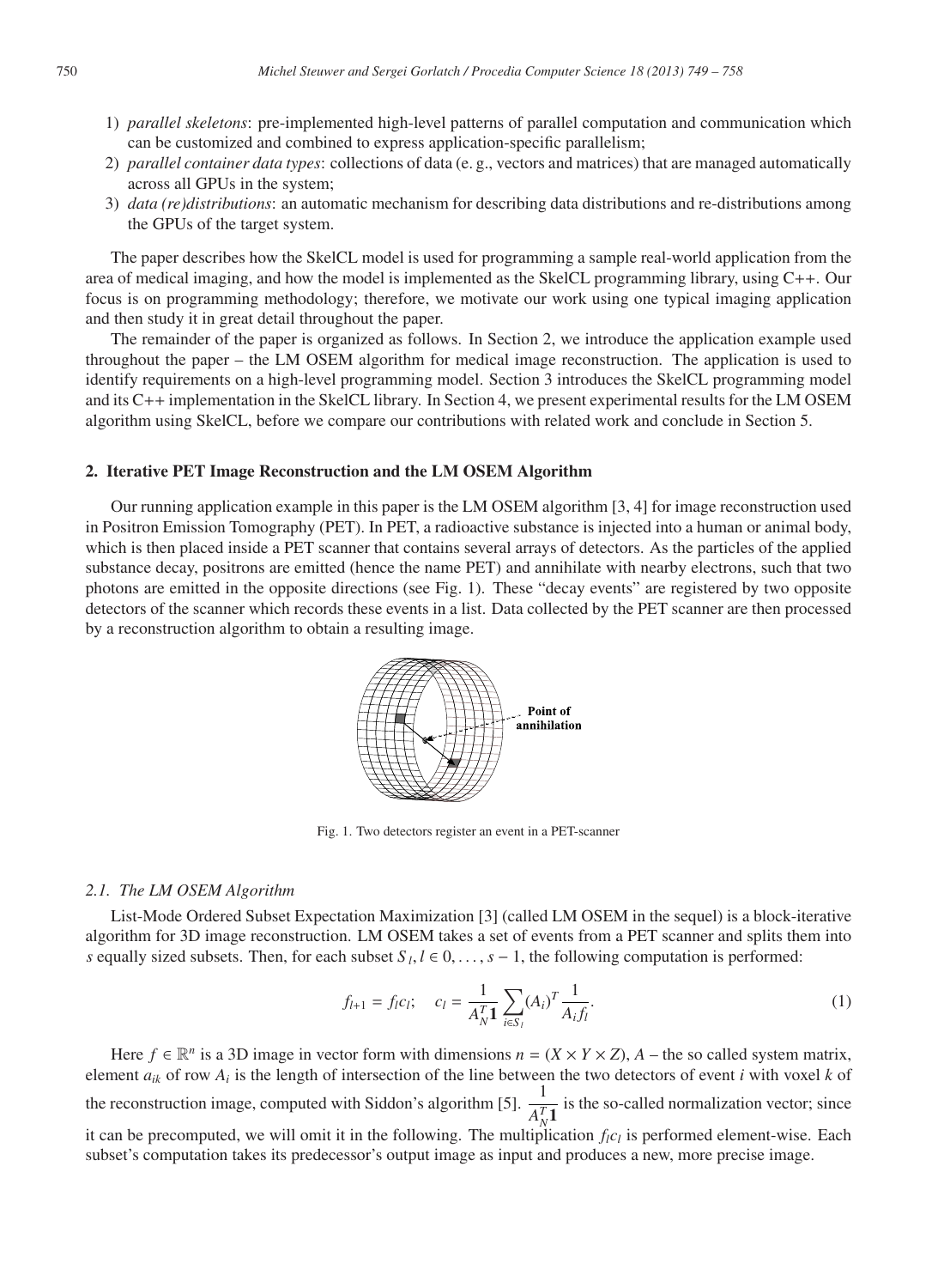1) *parallel skeletons*: pre-implemented high-level patterns of parallel computation and communication which can be customized and combined to express application-specific parallelism;
2) *parallel container data types*: collections of data (e. g., vectors and matrices) that are managed automatically across all GPUs in the system;
3) *data (re)distributions*: an automatic mechanism for describing data distributions and re-distributions among the GPUs of the target system.

The paper describes how the SkelCL model is used for programming a sample real-world application from the area of medical imaging, and how the model is implemented as the SkelCL programming library, using C++. Our focus is on programming methodology; therefore, we motivate our work using one typical imaging application and then study it in great detail throughout the paper.

The remainder of the paper is organized as follows. In Section 2, we introduce the application example used throughout the paper – the LM OSEM algorithm for medical image reconstruction. The application is used to identify requirements on a high-level programming model. Section 3 introduces the SkelCL programming model and its C++ implementation in the SkelCL library. In Section 4, we present experimental results for the LM OSEM algorithm using SkelCL, before we compare our contributions with related work and conclude in Section 5.

## 2. Iterative PET Image Reconstruction and the LM OSEM Algorithm

Our running application example in this paper is the LM OSEM algorithm [3, 4] for image reconstruction used in Positron Emission Tomography (PET). In PET, a radioactive substance is injected into a human or animal body, which is then placed inside a PET scanner that contains several arrays of detectors. As the particles of the applied substance decay, positrons are emitted (hence the name PET) and annihilate with nearby electrons, such that two photons are emitted in the opposite directions (see Fig. 1). These "decay events" are registered by two opposite detectors of the scanner which records these events in a list. Data collected by the PET scanner are then processed by a reconstruction algorithm to obtain a resulting image.

Fig. 1. Two detectors register an event in a PET-scanner

### 2.1. The LM OSEM Algorithm

List-Mode Ordered Subset Expectation Maximization [3] (called LM OSEM in the sequel) is a block-iterative algorithm for 3D image reconstruction. LM OSEM takes a set of events from a PET scanner and splits them into $s$ equally sized subsets. Then, for each subset $S_l, l \in 0, \ldots, s-1$, the following computation is performed:

$$f_{l+1} = f_l c_l; \quad c_l = \frac{1}{A_N^T \mathbf{1}} \sum_{i \in S_l} (A_i)^T \frac{1}{A_i f_l}. \tag{1}$$

Here $f \in \mathbb{R}^n$ is a 3D image in vector form with dimensions $n = (X \times Y \times Z)$, $A$ – the so called system matrix, element $a_{ik}$ of row $A_i$ is the length of intersection of the line between the two detectors of event $i$ with voxel $k$ of the reconstruction image, computed with Siddon's algorithm [5]. $\frac{1}{A_N^T \mathbf{1}}$ is the so-called normalization vector; since it can be precomputed, we will omit it in the following. The multiplication $f_l c_l$ is performed element-wise. Each subset's computation takes its predecessor's output image as input and produces a new, more precise image.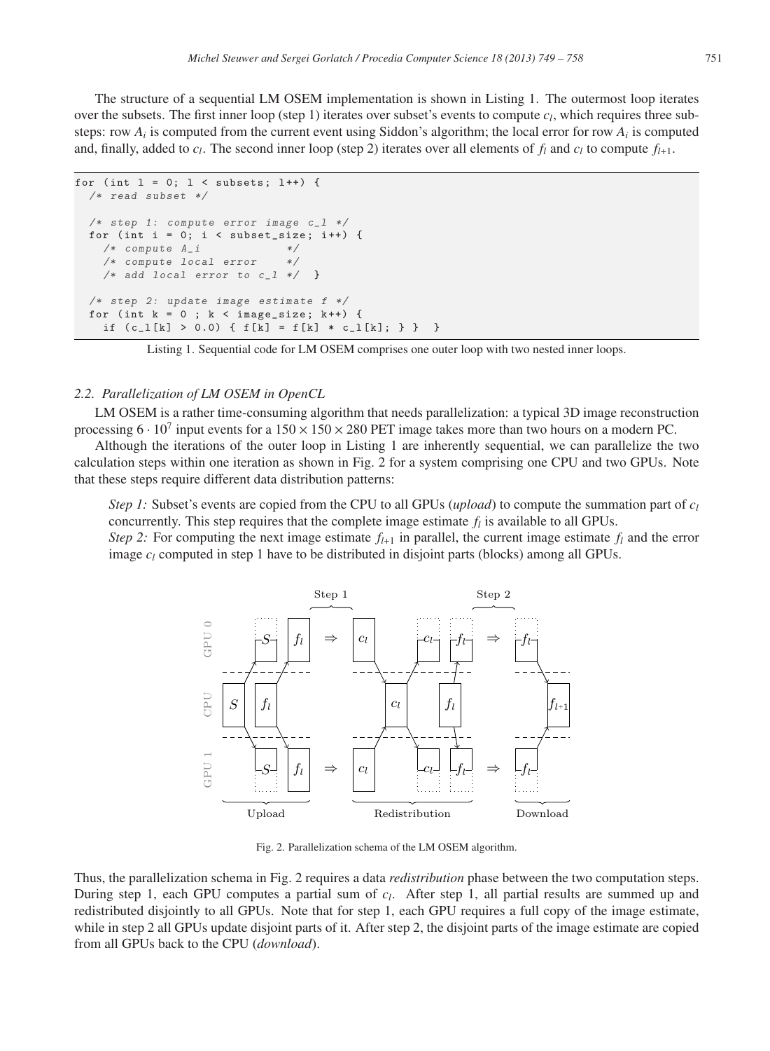The structure of a sequential LM OSEM implementation is shown in Listing 1. The outermost loop iterates over the subsets. The first inner loop (step 1) iterates over subset's events to compute $c_l$, which requires three substeps: row $A_i$ is computed from the current event using Siddon's algorithm; the local error for row $A_i$ is computed and, finally, added to $c_l$. The second inner loop (step 2) iterates over all elements of $f_l$ and $c_l$ to compute $f_{l+1}$.

```
for (int l = 0; l < subsets; l++) {
  /* read subset */

  /* step 1: compute error image c_l */
  for (int i = 0; i < subset_size; i++) {
    /* compute A_i              */
    /* compute local error      */
    /* add local error to c_l */  }

  /* step 2: update image estimate f */
  for (int k = 0 ; k < image_size; k++) {
    if (c_l[k] > 0.0) { f[k] = f[k] * c_l[k]; } }  }
```

Listing 1. Sequential code for LM OSEM comprises one outer loop with two nested inner loops.

### 2.2. Parallelization of LM OSEM in OpenCL

LM OSEM is a rather time-consuming algorithm that needs parallelization: a typical 3D image reconstruction processing $6 \cdot 10^7$ input events for a $150 \times 150 \times 280$ PET image takes more than two hours on a modern PC.

Although the iterations of the outer loop in Listing 1 are inherently sequential, we can parallelize the two calculation steps within one iteration as shown in Fig. 2 for a system comprising one CPU and two GPUs. Note that these steps require different data distribution patterns:

*Step 1:* Subset's events are copied from the CPU to all GPUs (*upload*) to compute the summation part of $c_l$ concurrently. This step requires that the complete image estimate $f_l$ is available to all GPUs.

*Step 2:* For computing the next image estimate $f_{l+1}$ in parallel, the current image estimate $f_l$ and the error image $c_l$ computed in step 1 have to be distributed in disjoint parts (blocks) among all GPUs.

Fig. 2. Parallelization schema of the LM OSEM algorithm.

Thus, the parallelization schema in Fig. 2 requires a data *redistribution* phase between the two computation steps. During step 1, each GPU computes a partial sum of $c_l$. After step 1, all partial results are summed up and redistributed disjointly to all GPUs. Note that for step 1, each GPU requires a full copy of the image estimate, while in step 2 all GPUs update disjoint parts of it. After step 2, the disjoint parts of the image estimate are copied from all GPUs back to the CPU (*download*).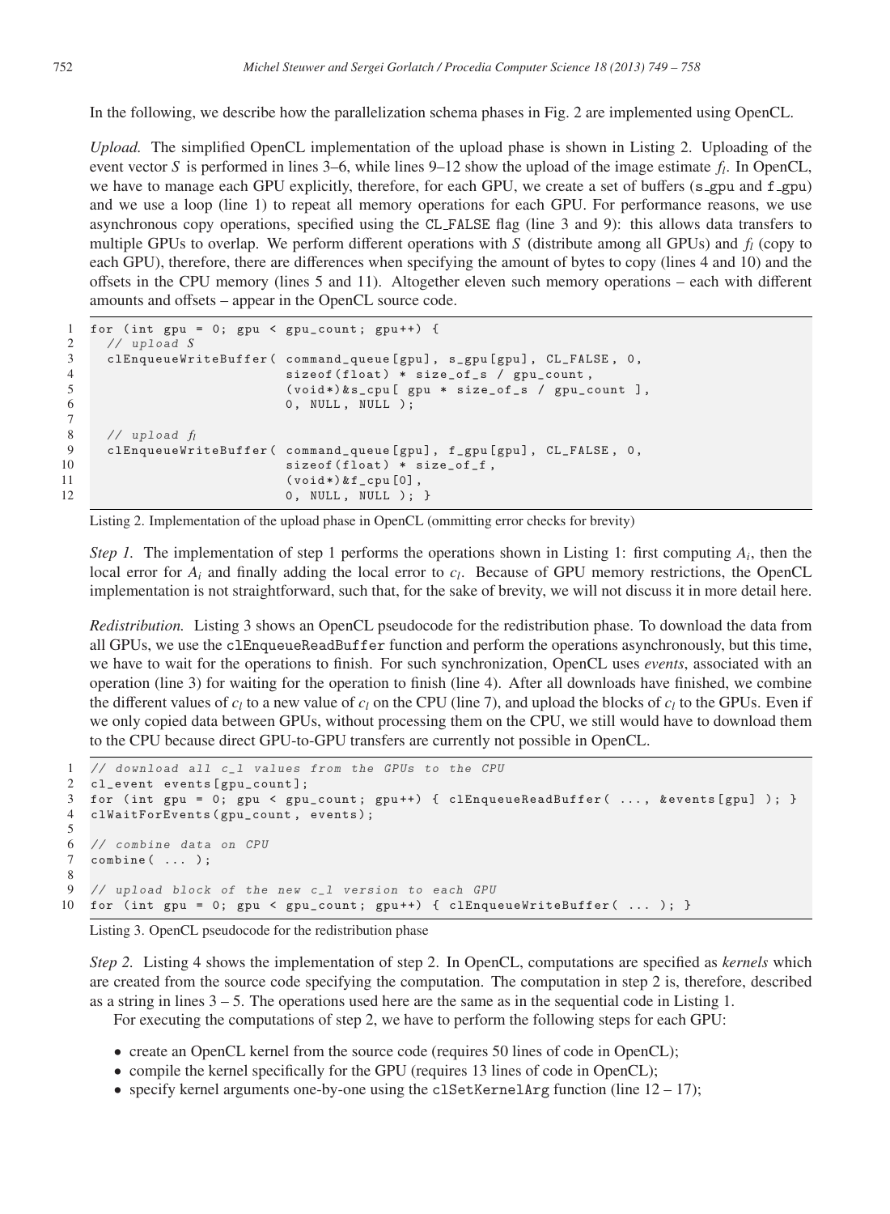In the following, we describe how the parallelization schema phases in Fig. 2 are implemented using OpenCL.

*Upload.* The simplified OpenCL implementation of the upload phase is shown in Listing 2. Uploading of the event vector $S$ is performed in lines 3–6, while lines 9–12 show the upload of the image estimate $f_l$. In OpenCL, we have to manage each GPU explicitly, therefore, for each GPU, we create a set of buffers (s_gpu and f_gpu) and we use a loop (line 1) to repeat all memory operations for each GPU. For performance reasons, we use asynchronous copy operations, specified using the CL_FALSE flag (line 3 and 9): this allows data transfers to multiple GPUs to overlap. We perform different operations with $S$ (distribute among all GPUs) and $f_l$ (copy to each GPU), therefore, there are differences when specifying the amount of bytes to copy (lines 4 and 10) and the offsets in the CPU memory (lines 5 and 11). Altogether eleven such memory operations – each with different amounts and offsets – appear in the OpenCL source code.

```
1  for (int gpu = 0; gpu < gpu_count; gpu++) {
2    // upload S
3    clEnqueueWriteBuffer( command_queue[gpu], s_gpu[gpu], CL_FALSE, 0,
4                          sizeof(float) * size_of_s / gpu_count,
5                          (void*)&s_cpu[ gpu * size_of_s / gpu_count ],
6                          0, NULL, NULL );
7
8    // upload f_l
9    clEnqueueWriteBuffer( command_queue[gpu], f_gpu[gpu], CL_FALSE, 0,
10                         sizeof(float) * size_of_f,
11                         (void*)&f_cpu[0],
12                         0, NULL, NULL ); }
```

Listing 2. Implementation of the upload phase in OpenCL (ommitting error checks for brevity)

*Step 1.* The implementation of step 1 performs the operations shown in Listing 1: first computing $A_i$, then the local error for $A_i$ and finally adding the local error to $c_l$. Because of GPU memory restrictions, the OpenCL implementation is not straightforward, such that, for the sake of brevity, we will not discuss it in more detail here.

*Redistribution.* Listing 3 shows an OpenCL pseudocode for the redistribution phase. To download the data from all GPUs, we use the clEnqueueReadBuffer function and perform the operations asynchronously, but this time, we have to wait for the operations to finish. For such synchronization, OpenCL uses *events*, associated with an operation (line 3) for waiting for the operation to finish (line 4). After all downloads have finished, we combine the different values of $c_l$ to a new value of $c_l$ on the CPU (line 7), and upload the blocks of $c_l$ to the GPUs. Even if we only copied data between GPUs, without processing them on the CPU, we still would have to download them to the CPU because direct GPU-to-GPU transfers are currently not possible in OpenCL.

```
1  // download all c_l values from the GPUs to the CPU
2  cl_event events[gpu_count];
3  for (int gpu = 0; gpu < gpu_count; gpu++) { clEnqueueReadBuffer( ..., &events[gpu] ); }
4  clWaitForEvents(gpu_count, events);
5
6  // combine data on CPU
7  combine( ... );
8
9  // upload block of the new c_l version to each GPU
10 for (int gpu = 0; gpu < gpu_count; gpu++) { clEnqueueWriteBuffer( ... ); }
```

Listing 3. OpenCL pseudocode for the redistribution phase

*Step 2.* Listing 4 shows the implementation of step 2. In OpenCL, computations are specified as *kernels* which are created from the source code specifying the computation. The computation in step 2 is, therefore, described as a string in lines 3 – 5. The operations used here are the same as in the sequential code in Listing 1.

For executing the computations of step 2, we have to perform the following steps for each GPU:

- create an OpenCL kernel from the source code (requires 50 lines of code in OpenCL);
- compile the kernel specifically for the GPU (requires 13 lines of code in OpenCL);
- specify kernel arguments one-by-one using the clSetKernelArg function (line 12 – 17);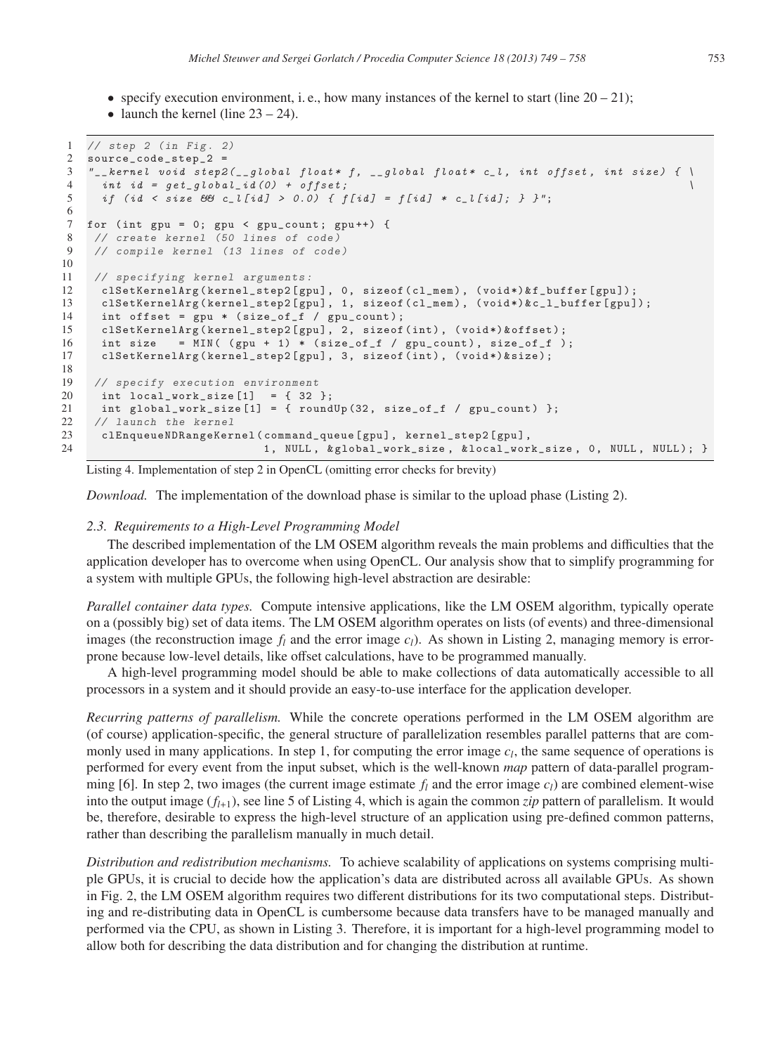- specify execution environment, i. e., how many instances of the kernel to start (line 20 – 21);
- launch the kernel (line 23 – 24).

```
 1  // step 2 (in Fig. 2)
 2  source_code_step_2 =
 3  "__kernel void step2(__global float* f, __global float* c_l, int offset, int size) { \
 4    int id = get_global_id(0) + offset;                                              \
 5    if (id < size && c_l[id] > 0.0) { f[id] = f[id] * c_l[id]; } }";
 6
 7  for (int gpu = 0; gpu < gpu_count; gpu++) {
 8   // create kernel (50 lines of code)
 9   // compile kernel (13 lines of code)
10
11   // specifying kernel arguments:
12    clSetKernelArg(kernel_step2[gpu], 0, sizeof(cl_mem), (void*)&f_buffer[gpu]);
13    clSetKernelArg(kernel_step2[gpu], 1, sizeof(cl_mem), (void*)&c_l_buffer[gpu]);
14    int offset = gpu * (size_of_f / gpu_count);
15    clSetKernelArg(kernel_step2[gpu], 2, sizeof(int), (void*)&offset);
16    int size   = MIN( (gpu + 1) * (size_of_f / gpu_count), size_of_f );
17    clSetKernelArg(kernel_step2[gpu], 3, sizeof(int), (void*)&size);
18
19   // specify execution environment
20    int local_work_size[1]  = { 32 };
21    int global_work_size[1] = { roundUp(32, size_of_f / gpu_count) };
22   // launch the kernel
23    clEnqueueNDRangeKernel(command_queue[gpu], kernel_step2[gpu],
24                           1, NULL, &global_work_size, &local_work_size, 0, NULL, NULL); }
```

Listing 4. Implementation of step 2 in OpenCL (omitting error checks for brevity)

*Download.* The implementation of the download phase is similar to the upload phase (Listing 2).

### 2.3. Requirements to a High-Level Programming Model

The described implementation of the LM OSEM algorithm reveals the main problems and difficulties that the application developer has to overcome when using OpenCL. Our analysis show that to simplify programming for a system with multiple GPUs, the following high-level abstraction are desirable:

*Parallel container data types.* Compute intensive applications, like the LM OSEM algorithm, typically operate on a (possibly big) set of data items. The LM OSEM algorithm operates on lists (of events) and three-dimensional images (the reconstruction image $f_l$ and the error image $c_l$). As shown in Listing 2, managing memory is error-prone because low-level details, like offset calculations, have to be programmed manually.

A high-level programming model should be able to make collections of data automatically accessible to all processors in a system and it should provide an easy-to-use interface for the application developer.

*Recurring patterns of parallelism.* While the concrete operations performed in the LM OSEM algorithm are (of course) application-specific, the general structure of parallelization resembles parallel patterns that are commonly used in many applications. In step 1, for computing the error image $c_l$, the same sequence of operations is performed for every event from the input subset, which is the well-known *map* pattern of data-parallel programming [6]. In step 2, two images (the current image estimate $f_l$ and the error image $c_l$) are combined element-wise into the output image ($f_{l+1}$), see line 5 of Listing 4, which is again the common *zip* pattern of parallelism. It would be, therefore, desirable to express the high-level structure of an application using pre-defined common patterns, rather than describing the parallelism manually in much detail.

*Distribution and redistribution mechanisms.* To achieve scalability of applications on systems comprising multiple GPUs, it is crucial to decide how the application's data are distributed across all available GPUs. As shown in Fig. 2, the LM OSEM algorithm requires two different distributions for its two computational steps. Distributing and re-distributing data in OpenCL is cumbersome because data transfers have to be managed manually and performed via the CPU, as shown in Listing 3. Therefore, it is important for a high-level programming model to allow both for describing the data distribution and for changing the distribution at runtime.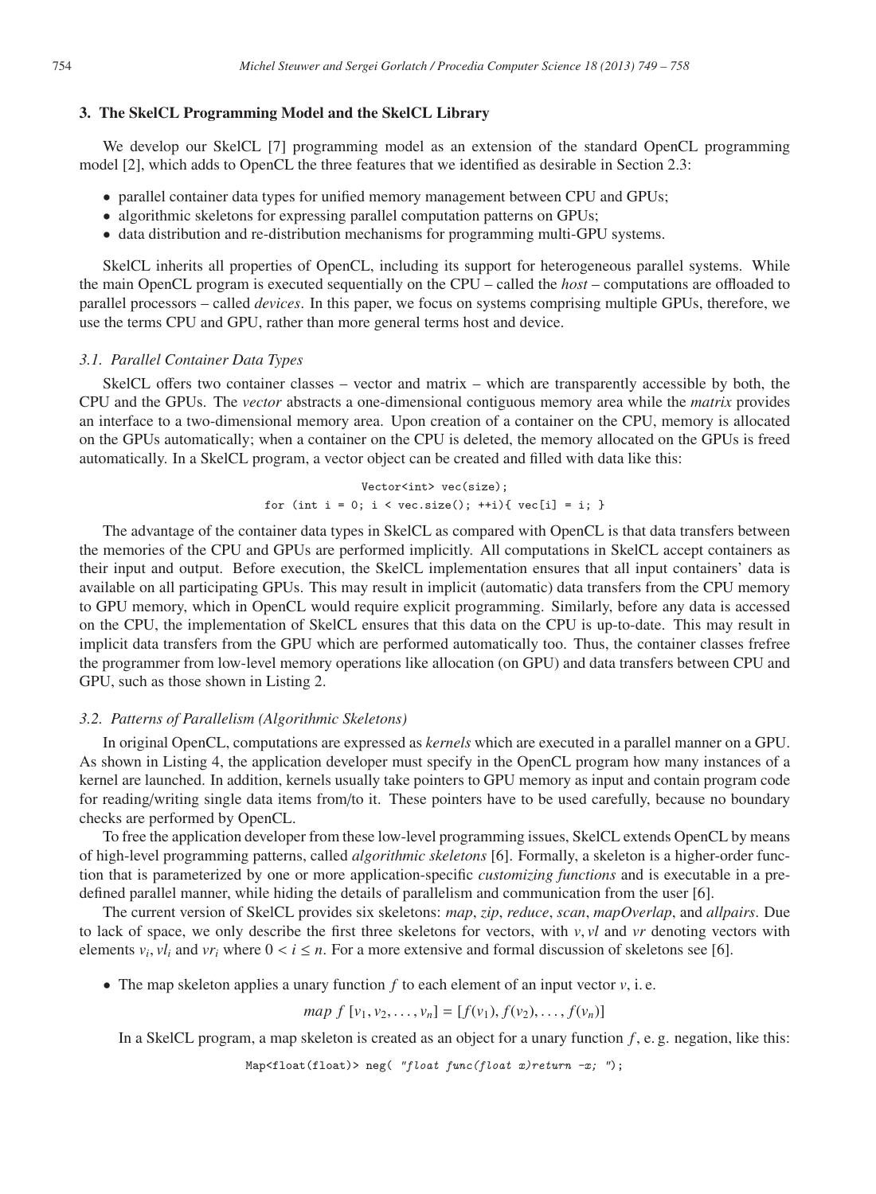## 3. The SkelCL Programming Model and the SkelCL Library

We develop our SkelCL [7] programming model as an extension of the standard OpenCL programming model [2], which adds to OpenCL the three features that we identified as desirable in Section 2.3:

- parallel container data types for unified memory management between CPU and GPUs;
- algorithmic skeletons for expressing parallel computation patterns on GPUs;
- data distribution and re-distribution mechanisms for programming multi-GPU systems.

SkelCL inherits all properties of OpenCL, including its support for heterogeneous parallel systems. While the main OpenCL program is executed sequentially on the CPU – called the *host* – computations are offloaded to parallel processors – called *devices*. In this paper, we focus on systems comprising multiple GPUs, therefore, we use the terms CPU and GPU, rather than more general terms host and device.

### *3.1. Parallel Container Data Types*

SkelCL offers two container classes – vector and matrix – which are transparently accessible by both, the CPU and the GPUs. The *vector* abstracts a one-dimensional contiguous memory area while the *matrix* provides an interface to a two-dimensional memory area. Upon creation of a container on the CPU, memory is allocated on the GPUs automatically; when a container on the CPU is deleted, the memory allocated on the GPUs is freed automatically. In a SkelCL program, a vector object can be created and filled with data like this:

```
Vector<int> vec(size);
for (int i = 0; i < vec.size(); ++i){ vec[i] = i; }
```

The advantage of the container data types in SkelCL as compared with OpenCL is that data transfers between the memories of the CPU and GPUs are performed implicitly. All computations in SkelCL accept containers as their input and output. Before execution, the SkelCL implementation ensures that all input containers' data is available on all participating GPUs. This may result in implicit (automatic) data transfers from the CPU memory to GPU memory, which in OpenCL would require explicit programming. Similarly, before any data is accessed on the CPU, the implementation of SkelCL ensures that this data on the CPU is up-to-date. This may result in implicit data transfers from the GPU which are performed automatically too. Thus, the container classes frefree the programmer from low-level memory operations like allocation (on GPU) and data transfers between CPU and GPU, such as those shown in Listing 2.

### *3.2. Patterns of Parallelism (Algorithmic Skeletons)*

In original OpenCL, computations are expressed as *kernels* which are executed in a parallel manner on a GPU. As shown in Listing 4, the application developer must specify in the OpenCL program how many instances of a kernel are launched. In addition, kernels usually take pointers to GPU memory as input and contain program code for reading/writing single data items from/to it. These pointers have to be used carefully, because no boundary checks are performed by OpenCL.

To free the application developer from these low-level programming issues, SkelCL extends OpenCL by means of high-level programming patterns, called *algorithmic skeletons* [6]. Formally, a skeleton is a higher-order function that is parameterized by one or more application-specific *customizing functions* and is executable in a predefined parallel manner, while hiding the details of parallelism and communication from the user [6].

The current version of SkelCL provides six skeletons: *map*, *zip*, *reduce*, *scan*, *mapOverlap*, and *allpairs*. Due to lack of space, we only describe the first three skeletons for vectors, with $v, vl$ and $vr$ denoting vectors with elements $v_i, vl_i$ and $vr_i$ where $0 < i \leq n$. For a more extensive and formal discussion of skeletons see [6].

- The map skeleton applies a unary function $f$ to each element of an input vector $v$, i. e.

$$map\ f\ [v_1, v_2, \ldots, v_n] = [f(v_1), f(v_2), \ldots, f(v_n)]$$

In a SkelCL program, a map skeleton is created as an object for a unary function $f$, e. g. negation, like this:

```
Map<float(float)> neg( "float func(float x)return -x; ");
```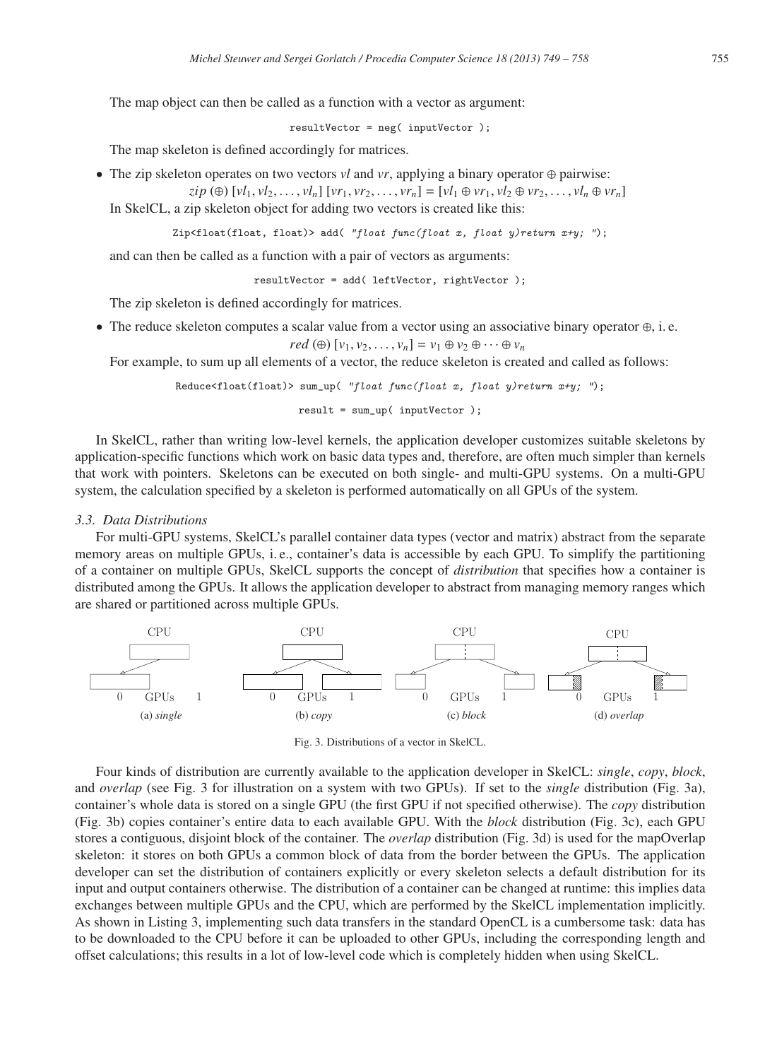The map object can then be called as a function with a vector as argument:

```
resultVector = neg( inputVector );
```

The map skeleton is defined accordingly for matrices.

- The zip skeleton operates on two vectors $vl$ and $vr$, applying a binary operator $\oplus$ pairwise:

  $$zip\ (\oplus)\ [vl_1, vl_2, \ldots, vl_n]\ [vr_1, vr_2, \ldots, vr_n] = [vl_1 \oplus vr_1, vl_2 \oplus vr_2, \ldots, vl_n \oplus vr_n]$$

  In SkelCL, a zip skeleton object for adding two vectors is created like this:

  ```
  Zip<float(float, float)> add( "float func(float x, float y)return x+y; ");
  ```

  and can then be called as a function with a pair of vectors as arguments:

  ```
  resultVector = add( leftVector, rightVector );
  ```

  The zip skeleton is defined accordingly for matrices.

- The reduce skeleton computes a scalar value from a vector using an associative binary operator $\oplus$, i. e.

  $$red\ (\oplus)\ [v_1, v_2, \ldots, v_n] = v_1 \oplus v_2 \oplus \cdots \oplus v_n$$

  For example, to sum up all elements of a vector, the reduce skeleton is created and called as follows:

  ```
  Reduce<float(float)> sum_up( "float func(float x, float y)return x+y; ");

  result = sum_up( inputVector );
  ```

In SkelCL, rather than writing low-level kernels, the application developer customizes suitable skeletons by application-specific functions which work on basic data types and, therefore, are often much simpler than kernels that work with pointers. Skeletons can be executed on both single- and multi-GPU systems. On a multi-GPU system, the calculation specified by a skeleton is performed automatically on all GPUs of the system.

### 3.3. Data Distributions

For multi-GPU systems, SkelCL's parallel container data types (vector and matrix) abstract from the separate memory areas on multiple GPUs, i. e., container's data is accessible by each GPU. To simplify the partitioning of a container on multiple GPUs, SkelCL supports the concept of *distribution* that specifies how a container is distributed among the GPUs. It allows the application developer to abstract from managing memory ranges which are shared or partitioned across multiple GPUs.

Fig. 3. Distributions of a vector in SkelCL. (a) *single* (b) *copy* (c) *block* (d) *overlap*

Four kinds of distribution are currently available to the application developer in SkelCL: *single*, *copy*, *block*, and *overlap* (see Fig. 3 for illustration on a system with two GPUs). If set to the *single* distribution (Fig. 3a), container's whole data is stored on a single GPU (the first GPU if not specified otherwise). The *copy* distribution (Fig. 3b) copies container's entire data to each available GPU. With the *block* distribution (Fig. 3c), each GPU stores a contiguous, disjoint block of the container. The *overlap* distribution (Fig. 3d) is used for the mapOverlap skeleton: it stores on both GPUs a common block of data from the border between the GPUs. The application developer can set the distribution of containers explicitly or every skeleton selects a default distribution for its input and output containers otherwise. The distribution of a container can be changed at runtime: this implies data exchanges between multiple GPUs and the CPU, which are performed by the SkelCL implementation implicitly. As shown in Listing 3, implementing such data transfers in the standard OpenCL is a cumbersome task: data has to be downloaded to the CPU before it can be uploaded to other GPUs, including the corresponding length and offset calculations; this results in a lot of low-level code which is completely hidden when using SkelCL.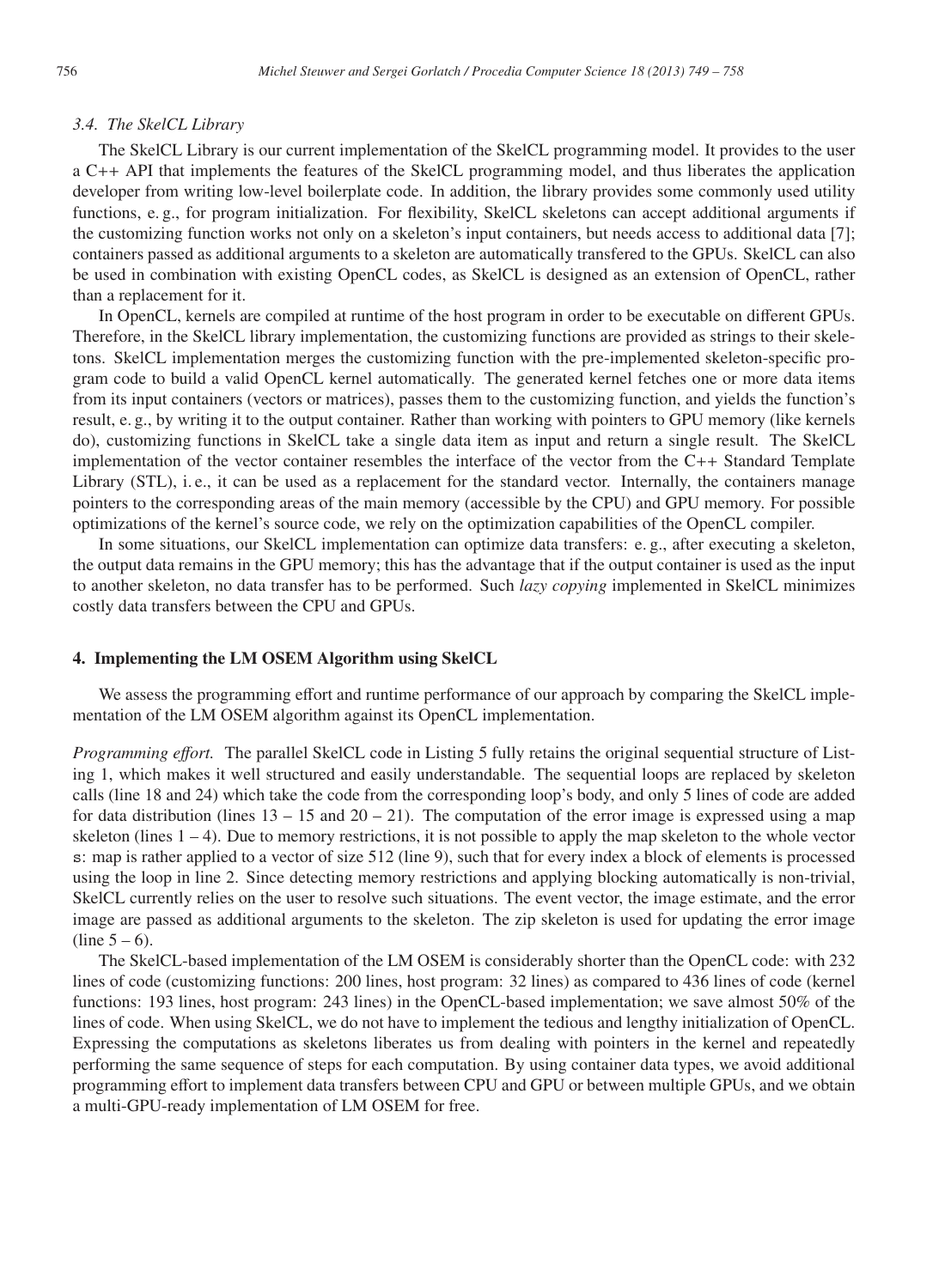### 3.4. The SkelCL Library

The SkelCL Library is our current implementation of the SkelCL programming model. It provides to the user a C++ API that implements the features of the SkelCL programming model, and thus liberates the application developer from writing low-level boilerplate code. In addition, the library provides some commonly used utility functions, e. g., for program initialization. For flexibility, SkelCL skeletons can accept additional arguments if the customizing function works not only on a skeleton's input containers, but needs access to additional data [7]; containers passed as additional arguments to a skeleton are automatically transfered to the GPUs. SkelCL can also be used in combination with existing OpenCL codes, as SkelCL is designed as an extension of OpenCL, rather than a replacement for it.

In OpenCL, kernels are compiled at runtime of the host program in order to be executable on different GPUs. Therefore, in the SkelCL library implementation, the customizing functions are provided as strings to their skeletons. SkelCL implementation merges the customizing function with the pre-implemented skeleton-specific program code to build a valid OpenCL kernel automatically. The generated kernel fetches one or more data items from its input containers (vectors or matrices), passes them to the customizing function, and yields the function's result, e. g., by writing it to the output container. Rather than working with pointers to GPU memory (like kernels do), customizing functions in SkelCL take a single data item as input and return a single result. The SkelCL implementation of the vector container resembles the interface of the vector from the C++ Standard Template Library (STL), i. e., it can be used as a replacement for the standard vector. Internally, the containers manage pointers to the corresponding areas of the main memory (accessible by the CPU) and GPU memory. For possible optimizations of the kernel's source code, we rely on the optimization capabilities of the OpenCL compiler.

In some situations, our SkelCL implementation can optimize data transfers: e. g., after executing a skeleton, the output data remains in the GPU memory; this has the advantage that if the output container is used as the input to another skeleton, no data transfer has to be performed. Such *lazy copying* implemented in SkelCL minimizes costly data transfers between the CPU and GPUs.

## 4. Implementing the LM OSEM Algorithm using SkelCL

We assess the programming effort and runtime performance of our approach by comparing the SkelCL implementation of the LM OSEM algorithm against its OpenCL implementation.

*Programming effort.* The parallel SkelCL code in Listing 5 fully retains the original sequential structure of Listing 1, which makes it well structured and easily understandable. The sequential loops are replaced by skeleton calls (line 18 and 24) which take the code from the corresponding loop's body, and only 5 lines of code are added for data distribution (lines 13 – 15 and 20 – 21). The computation of the error image is expressed using a map skeleton (lines 1 – 4). Due to memory restrictions, it is not possible to apply the map skeleton to the whole vector `s`: map is rather applied to a vector of size 512 (line 9), such that for every index a block of elements is processed using the loop in line 2. Since detecting memory restrictions and applying blocking automatically is non-trivial, SkelCL currently relies on the user to resolve such situations. The event vector, the image estimate, and the error image are passed as additional arguments to the skeleton. The zip skeleton is used for updating the error image (line 5 – 6).

The SkelCL-based implementation of the LM OSEM is considerably shorter than the OpenCL code: with 232 lines of code (customizing functions: 200 lines, host program: 32 lines) as compared to 436 lines of code (kernel functions: 193 lines, host program: 243 lines) in the OpenCL-based implementation; we save almost 50% of the lines of code. When using SkelCL, we do not have to implement the tedious and lengthy initialization of OpenCL. Expressing the computations as skeletons liberates us from dealing with pointers in the kernel and repeatedly performing the same sequence of steps for each computation. By using container data types, we avoid additional programming effort to implement data transfers between CPU and GPU or between multiple GPUs, and we obtain a multi-GPU-ready implementation of LM OSEM for free.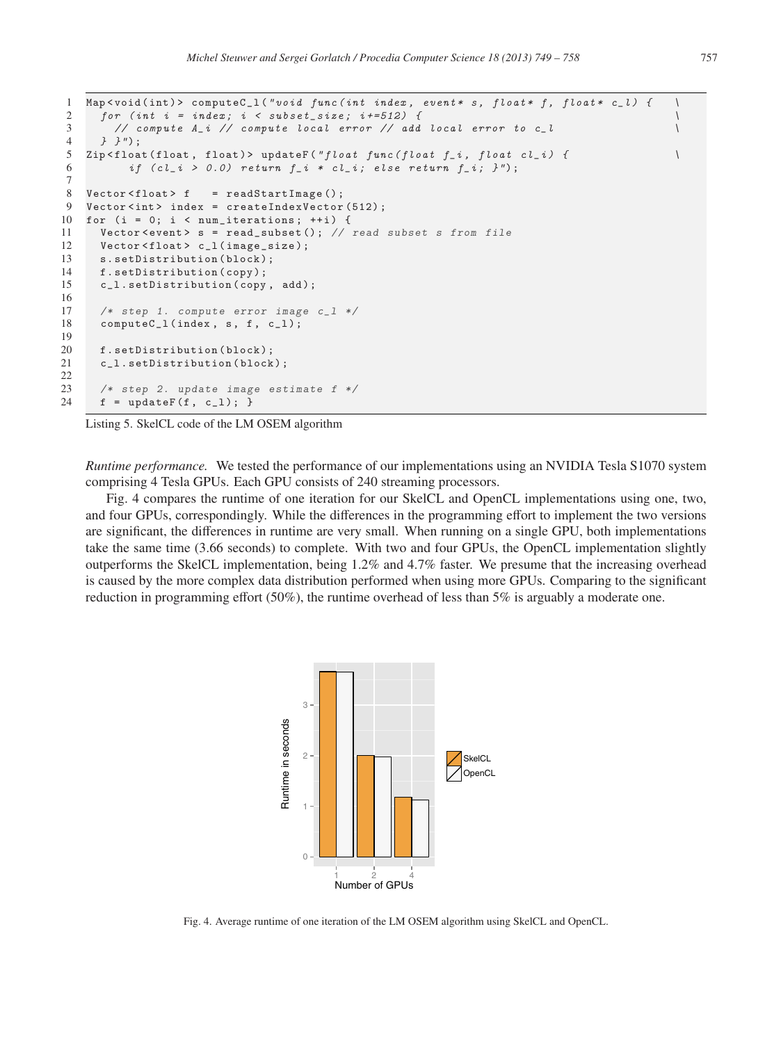```
1  Map<void(int)> computeC_l("void func(int index, event* s, float* f, float* c_l) {   \
2    for (int i = index; i < subset_size; i+=512) {                                     \
3      // compute A_i // compute local error // add local error to c_l                  \
4    } }");
5  Zip<float(float, float)> updateF("float func(float f_i, float cl_i) {                \
6        if (cl_i > 0.0) return f_i * cl_i; else return f_i; }");
7
8  Vector<float> f    = readStartImage();
9  Vector<int> index = createIndexVector(512);
10 for (i = 0; i < num_iterations; ++i) {
11   Vector<event> s = read_subset(); // read subset s from file
12   Vector<float> c_l(image_size);
13   s.setDistribution(block);
14   f.setDistribution(copy);
15   c_l.setDistribution(copy, add);
16
17   /* step 1. compute error image c_l */
18   computeC_l(index, s, f, c_l);
19
20   f.setDistribution(block);
21   c_l.setDistribution(block);
22
23   /* step 2. update image estimate f */
24   f = updateF(f, c_l); }
```

Listing 5. SkelCL code of the LM OSEM algorithm

*Runtime performance.* We tested the performance of our implementations using an NVIDIA Tesla S1070 system comprising 4 Tesla GPUs. Each GPU consists of 240 streaming processors.

Fig. 4 compares the runtime of one iteration for our SkelCL and OpenCL implementations using one, two, and four GPUs, correspondingly. While the differences in the programming effort to implement the two versions are significant, the differences in runtime are very small. When running on a single GPU, both implementations take the same time (3.66 seconds) to complete. With two and four GPUs, the OpenCL implementation slightly outperforms the SkelCL implementation, being 1.2% and 4.7% faster. We presume that the increasing overhead is caused by the more complex data distribution performed when using more GPUs. Comparing to the significant reduction in programming effort (50%), the runtime overhead of less than 5% is arguably a moderate one.

Fig. 4. Average runtime of one iteration of the LM OSEM algorithm using SkelCL and OpenCL.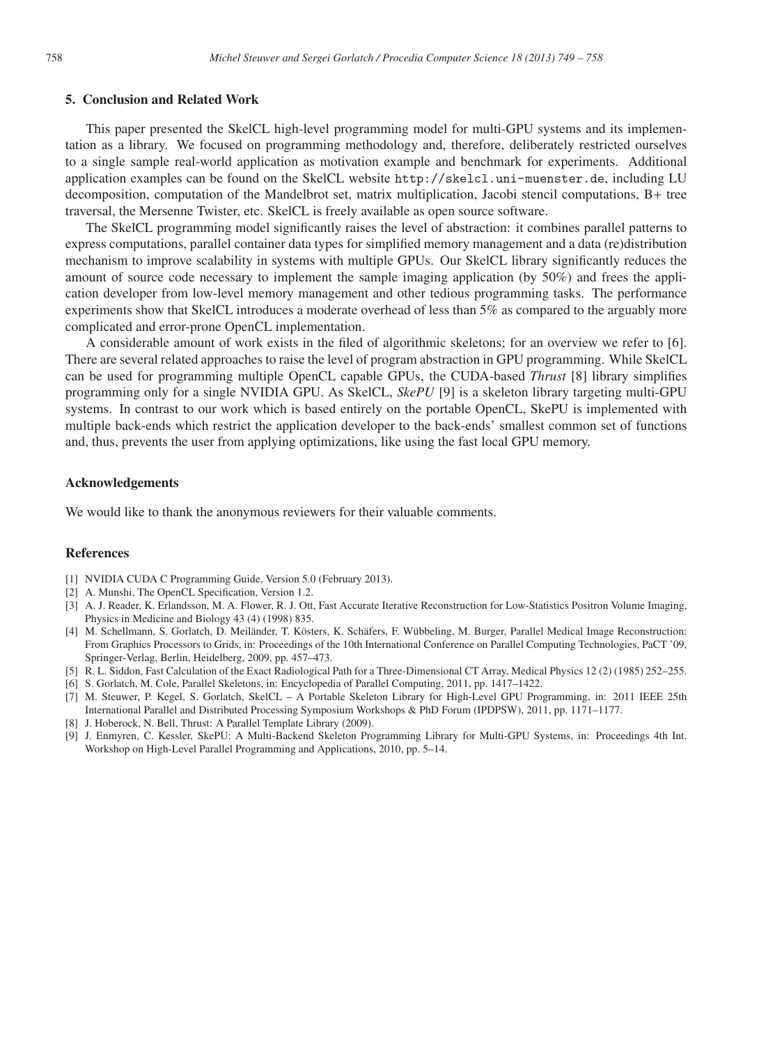## 5. Conclusion and Related Work

This paper presented the SkelCL high-level programming model for multi-GPU systems and its implementation as a library. We focused on programming methodology and, therefore, deliberately restricted ourselves to a single sample real-world application as motivation example and benchmark for experiments. Additional application examples can be found on the SkelCL website `http://skelcl.uni-muenster.de`, including LU decomposition, computation of the Mandelbrot set, matrix multiplication, Jacobi stencil computations, B+ tree traversal, the Mersenne Twister, etc. SkelCL is freely available as open source software.

The SkelCL programming model significantly raises the level of abstraction: it combines parallel patterns to express computations, parallel container data types for simplified memory management and a data (re)distribution mechanism to improve scalability in systems with multiple GPUs. Our SkelCL library significantly reduces the amount of source code necessary to implement the sample imaging application (by 50%) and frees the application developer from low-level memory management and other tedious programming tasks. The performance experiments show that SkelCL introduces a moderate overhead of less than 5% as compared to the arguably more complicated and error-prone OpenCL implementation.

A considerable amount of work exists in the filed of algorithmic skeletons; for an overview we refer to [6]. There are several related approaches to raise the level of program abstraction in GPU programming. While SkelCL can be used for programming multiple OpenCL capable GPUs, the CUDA-based *Thrust* [8] library simplifies programming only for a single NVIDIA GPU. As SkelCL, *SkePU* [9] is a skeleton library targeting multi-GPU systems. In contrast to our work which is based entirely on the portable OpenCL, SkePU is implemented with multiple back-ends which restrict the application developer to the back-ends' smallest common set of functions and, thus, prevents the user from applying optimizations, like using the fast local GPU memory.

## Acknowledgements

We would like to thank the anonymous reviewers for their valuable comments.

## References

[1] NVIDIA CUDA C Programming Guide, Version 5.0 (February 2013).

[2] A. Munshi, The OpenCL Specification, Version 1.2.

[3] A. J. Reader, K. Erlandsson, M. A. Flower, R. J. Ott, Fast Accurate Iterative Reconstruction for Low-Statistics Positron Volume Imaging, Physics in Medicine and Biology 43 (4) (1998) 835.

[4] M. Schellmann, S. Gorlatch, D. Meiländer, T. Kösters, K. Schäfers, F. Wübbeling, M. Burger, Parallel Medical Image Reconstruction: From Graphics Processors to Grids, in: Proceedings of the 10th International Conference on Parallel Computing Technologies, PaCT '09, Springer-Verlag, Berlin, Heidelberg, 2009, pp. 457–473.

[5] R. L. Siddon, Fast Calculation of the Exact Radiological Path for a Three-Dimensional CT Array, Medical Physics 12 (2) (1985) 252–255.

[6] S. Gorlatch, M. Cole, Parallel Skeletons, in: Encyclopedia of Parallel Computing, 2011, pp. 1417–1422.

[7] M. Steuwer, P. Kegel, S. Gorlatch, SkelCL – A Portable Skeleton Library for High-Level GPU Programming, in: 2011 IEEE 25th International Parallel and Distributed Processing Symposium Workshops & PhD Forum (IPDPSW), 2011, pp. 1171–1177.

[8] J. Hoberock, N. Bell, Thrust: A Parallel Template Library (2009).

[9] J. Enmyren, C. Kessler, SkePU: A Multi-Backend Skeleton Programming Library for Multi-GPU Systems, in: Proceedings 4th Int. Workshop on High-Level Parallel Programming and Applications, 2010, pp. 5–14.